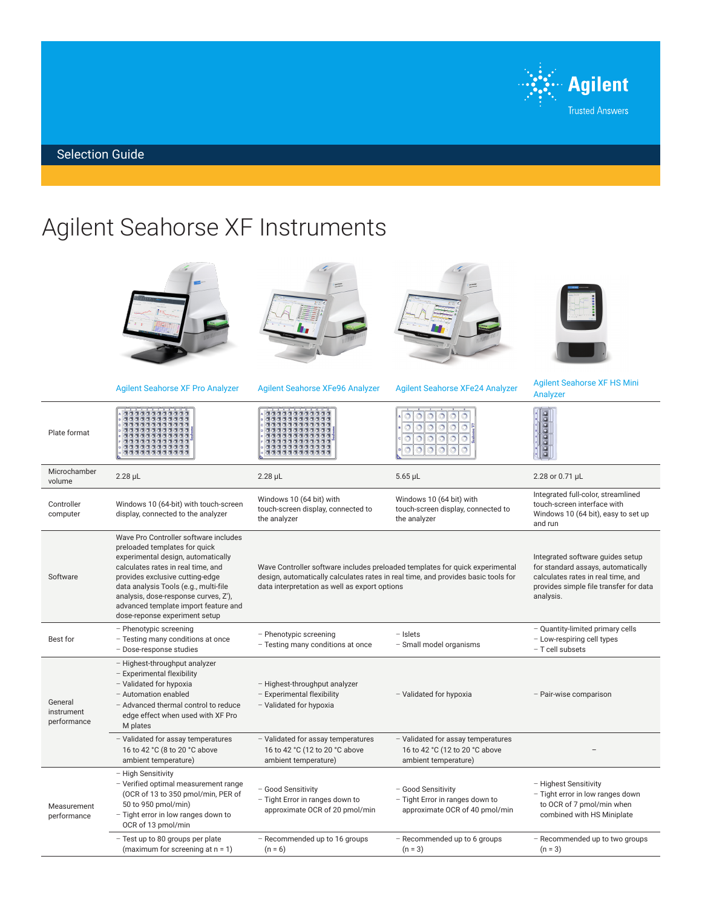Agilent

Trusted Answers

Selection Guide

# Agilent Seahorse XF Instruments

| | Agilent Seahorse XF Pro Analyzer | Agilent Seahorse XFe96 Analyzer | Agilent Seahorse XFe24 Analyzer | Agilent Seahorse XF HS Mini Analyzer |
|---|---|---|---|---|
| Plate format | | | | |
| Microchamber volume | 2.28 µL | 2.28 µL | 5.65 µL | 2.28 or 0.71 µL |
| Controller computer | Windows 10 (64-bit) with touch-screen display, connected to the analyzer | Windows 10 (64 bit) with touch-screen display, connected to the analyzer | Windows 10 (64 bit) with touch-screen display, connected to the analyzer | Integrated full-color, streamlined touch-screen interface with Windows 10 (64 bit), easy to set up and run |
| Software | Wave Pro Controller software includes preloaded templates for quick experimental design, automatically calculates rates in real time, and provides exclusive cutting-edge data analysis Tools (e.g., multi-file analysis, dose-response curves, Z'), advanced template import feature and dose-reponse experiment setup | Wave Controller software includes preloaded templates for quick experimental design, automatically calculates rates in real time, and provides basic tools for data interpretation as well as export options | | Integrated software guides setup for standard assays, automatically calculates rates in real time, and provides simple file transfer for data analysis. |
| Best for | – Phenotypic screening<br>– Testing many conditions at once<br>– Dose-response studies | – Phenotypic screening<br>– Testing many conditions at once | – Islets<br>– Small model organisms | – Quantity-limited primary cells<br>– Low-respiring cell types<br>– T cell subsets |
| General instrument performance | – Highest-throughput analyzer<br>– Experimental flexibility<br>– Validated for hypoxia<br>– Automation enabled<br>– Advanced thermal control to reduce edge effect when used with XF Pro M plates | – Highest-throughput analyzer<br>– Experimental flexibility<br>– Validated for hypoxia | – Validated for hypoxia | – Pair-wise comparison |
| | – Validated for assay temperatures 16 to 42 °C (8 to 20 °C above ambient temperature) | – Validated for assay temperatures 16 to 42 °C (12 to 20 °C above ambient temperature) | – Validated for assay temperatures 16 to 42 °C (12 to 20 °C above ambient temperature) | – |
| Measurement performance | – High Sensitivity<br>– Verified optimal measurement range (OCR of 13 to 350 pmol/min, PER of 50 to 950 pmol/min)<br>– Tight error in low ranges down to OCR of 13 pmol/min | – Good Sensitivity<br>– Tight Error in ranges down to approximate OCR of 20 pmol/min | – Good Sensitivity<br>– Tight Error in ranges down to approximate OCR of 40 pmol/min | – Highest Sensitivity<br>– Tight error in low ranges down to OCR of 7 pmol/min when combined with HS Miniplate |
| | – Test up to 80 groups per plate (maximum for screening at n = 1) | – Recommended up to 16 groups (n = 6) | – Recommended up to 6 groups (n = 3) | – Recommended up to two groups (n = 3) |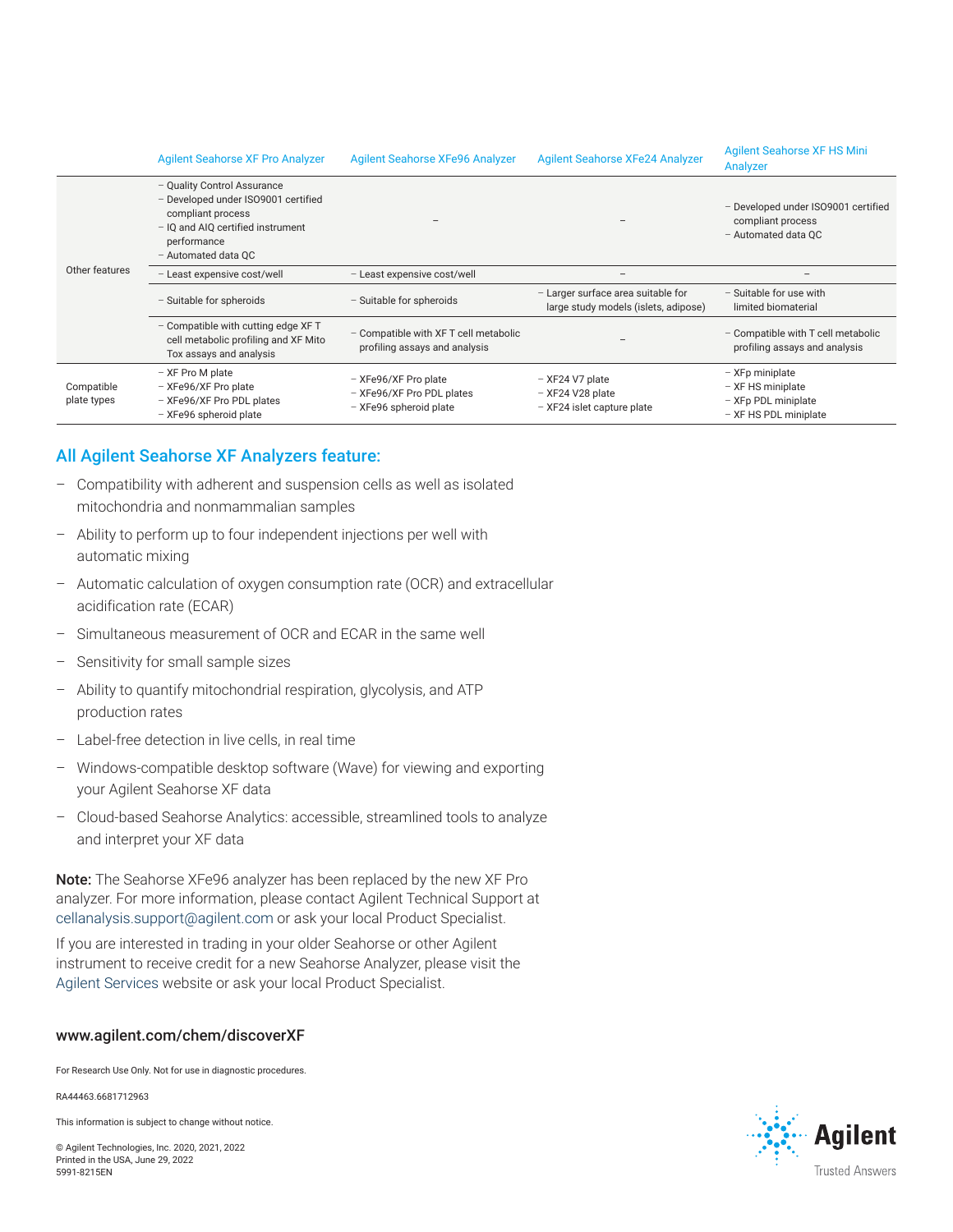| | Agilent Seahorse XF Pro Analyzer | Agilent Seahorse XFe96 Analyzer | Agilent Seahorse XFe24 Analyzer | Agilent Seahorse XF HS Mini Analyzer |
|---|---|---|---|---|
| Other features | – Quality Control Assurance<br>– Developed under ISO9001 certified compliant process<br>– IQ and AIQ certified instrument performance<br>– Automated data QC | – | – | – Developed under ISO9001 certified compliant process<br>– Automated data QC |
| | – Least expensive cost/well | – Least expensive cost/well | – | – |
| | – Suitable for spheroids | – Suitable for spheroids | – Larger surface area suitable for large study models (islets, adipose) | – Suitable for use with limited biomaterial |
| | – Compatible with cutting edge XF T cell metabolic profiling and XF Mito Tox assays and analysis | – Compatible with XF T cell metabolic profiling assays and analysis | – | – Compatible with T cell metabolic profiling assays and analysis |
| Compatible plate types | – XF Pro M plate<br>– XFe96/XF Pro plate<br>– XFe96/XF Pro PDL plates<br>– XFe96 spheroid plate | – XFe96/XF Pro plate<br>– XFe96/XF Pro PDL plates<br>– XFe96 spheroid plate | – XF24 V7 plate<br>– XF24 V28 plate<br>– XF24 islet capture plate | – XFp miniplate<br>– XF HS miniplate<br>– XFp PDL miniplate<br>– XF HS PDL miniplate |

## All Agilent Seahorse XF Analyzers feature:

- Compatibility with adherent and suspension cells as well as isolated mitochondria and nonmammalian samples
- Ability to perform up to four independent injections per well with automatic mixing
- Automatic calculation of oxygen consumption rate (OCR) and extracellular acidification rate (ECAR)
- Simultaneous measurement of OCR and ECAR in the same well
- Sensitivity for small sample sizes
- Ability to quantify mitochondrial respiration, glycolysis, and ATP production rates
- Label-free detection in live cells, in real time
- Windows-compatible desktop software (Wave) for viewing and exporting your Agilent Seahorse XF data
- Cloud-based Seahorse Analytics: accessible, streamlined tools to analyze and interpret your XF data

**Note:** The Seahorse XFe96 analyzer has been replaced by the new XF Pro analyzer. For more information, please contact Agilent Technical Support at cellanalysis.support@agilent.com or ask your local Product Specialist.

If you are interested in trading in your older Seahorse or other Agilent instrument to receive credit for a new Seahorse Analyzer, please visit the Agilent Services website or ask your local Product Specialist.

**www.agilent.com/chem/discoverXF**

For Research Use Only. Not for use in diagnostic procedures.

RA44463.6681712963

This information is subject to change without notice.

© Agilent Technologies, Inc. 2020, 2021, 2022
Printed in the USA, June 29, 2022
5991-8215EN

Agilent
Trusted Answers